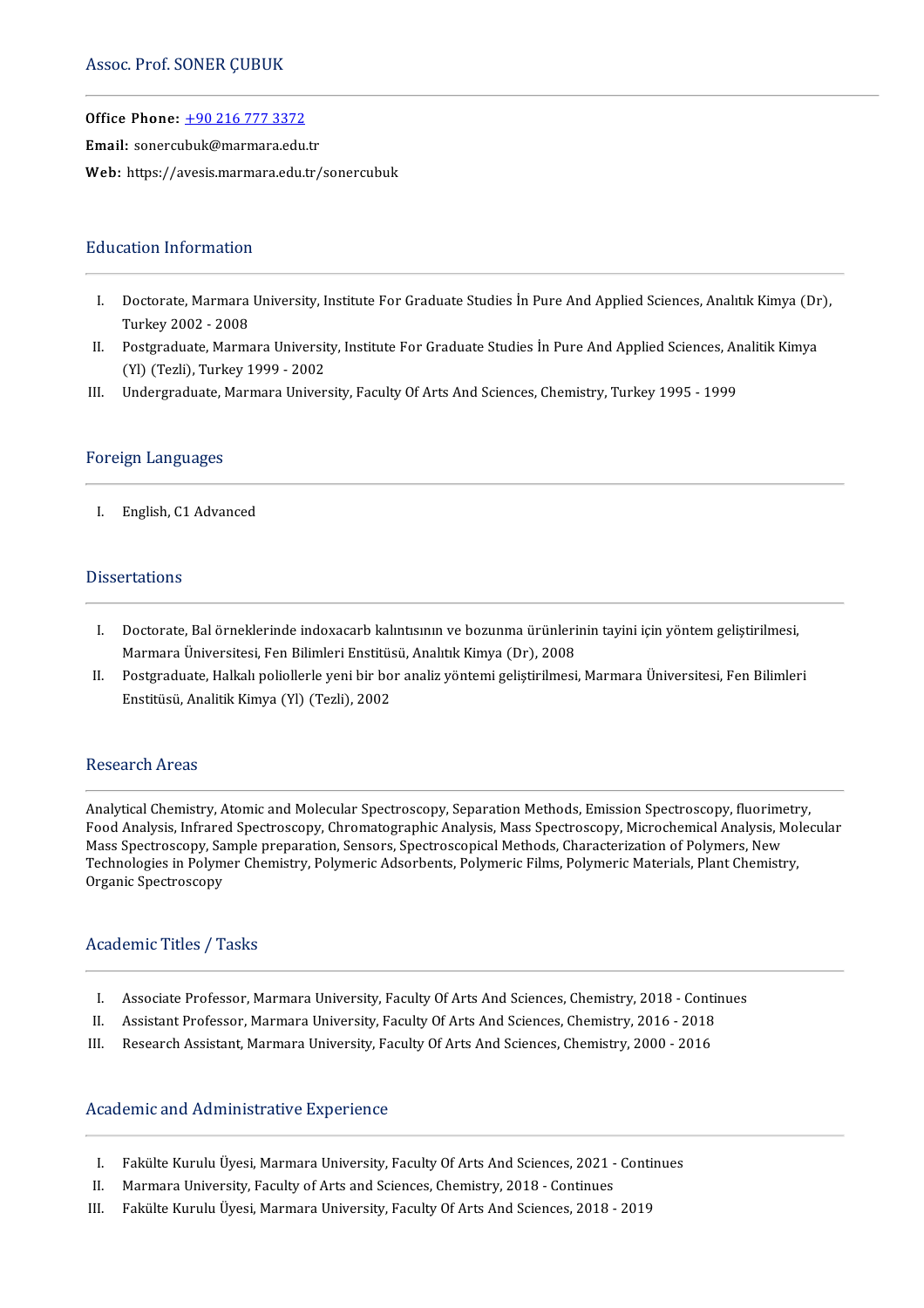# Assoc. Prof. SONER ÇUBUK

**Office Phone:** +90 216 777 3372
**Email:** sonercubuk@marmara.edu.tr
**Web:** https://avesis.marmara.edu.tr/sonercubuk

## Education Information

I. Doctorate, Marmara University, Institute For Graduate Studies İn Pure And Applied Sciences, Analıtık Kimya (Dr), Turkey 2002 - 2008
II. Postgraduate, Marmara University, Institute For Graduate Studies İn Pure And Applied Sciences, Analitik Kimya (Yl) (Tezli), Turkey 1999 - 2002
III. Undergraduate, Marmara University, Faculty Of Arts And Sciences, Chemistry, Turkey 1995 - 1999

## Foreign Languages

I. English, C1 Advanced

## Dissertations

I. Doctorate, Bal örneklerinde indoxacarb kalıntısının ve bozunma ürünlerinin tayini için yöntem geliştirilmesi, Marmara Üniversitesi, Fen Bilimleri Enstitüsü, Analıtık Kimya (Dr), 2008
II. Postgraduate, Halkalı poliollerle yeni bir bor analiz yöntemi geliştirilmesi, Marmara Üniversitesi, Fen Bilimleri Enstitüsü, Analitik Kimya (Yl) (Tezli), 2002

## Research Areas

Analytical Chemistry, Atomic and Molecular Spectroscopy, Separation Methods, Emission Spectroscopy, fluorimetry, Food Analysis, Infrared Spectroscopy, Chromatographic Analysis, Mass Spectroscopy, Microchemical Analysis, Molecular Mass Spectroscopy, Sample preparation, Sensors, Spectroscopical Methods, Characterization of Polymers, New Technologies in Polymer Chemistry, Polymeric Adsorbents, Polymeric Films, Polymeric Materials, Plant Chemistry, Organic Spectroscopy

## Academic Titles / Tasks

I. Associate Professor, Marmara University, Faculty Of Arts And Sciences, Chemistry, 2018 - Continues
II. Assistant Professor, Marmara University, Faculty Of Arts And Sciences, Chemistry, 2016 - 2018
III. Research Assistant, Marmara University, Faculty Of Arts And Sciences, Chemistry, 2000 - 2016

## Academic and Administrative Experience

I. Fakülte Kurulu Üyesi, Marmara University, Faculty Of Arts And Sciences, 2021 - Continues
II. Marmara University, Faculty of Arts and Sciences, Chemistry, 2018 - Continues
III. Fakülte Kurulu Üyesi, Marmara University, Faculty Of Arts And Sciences, 2018 - 2019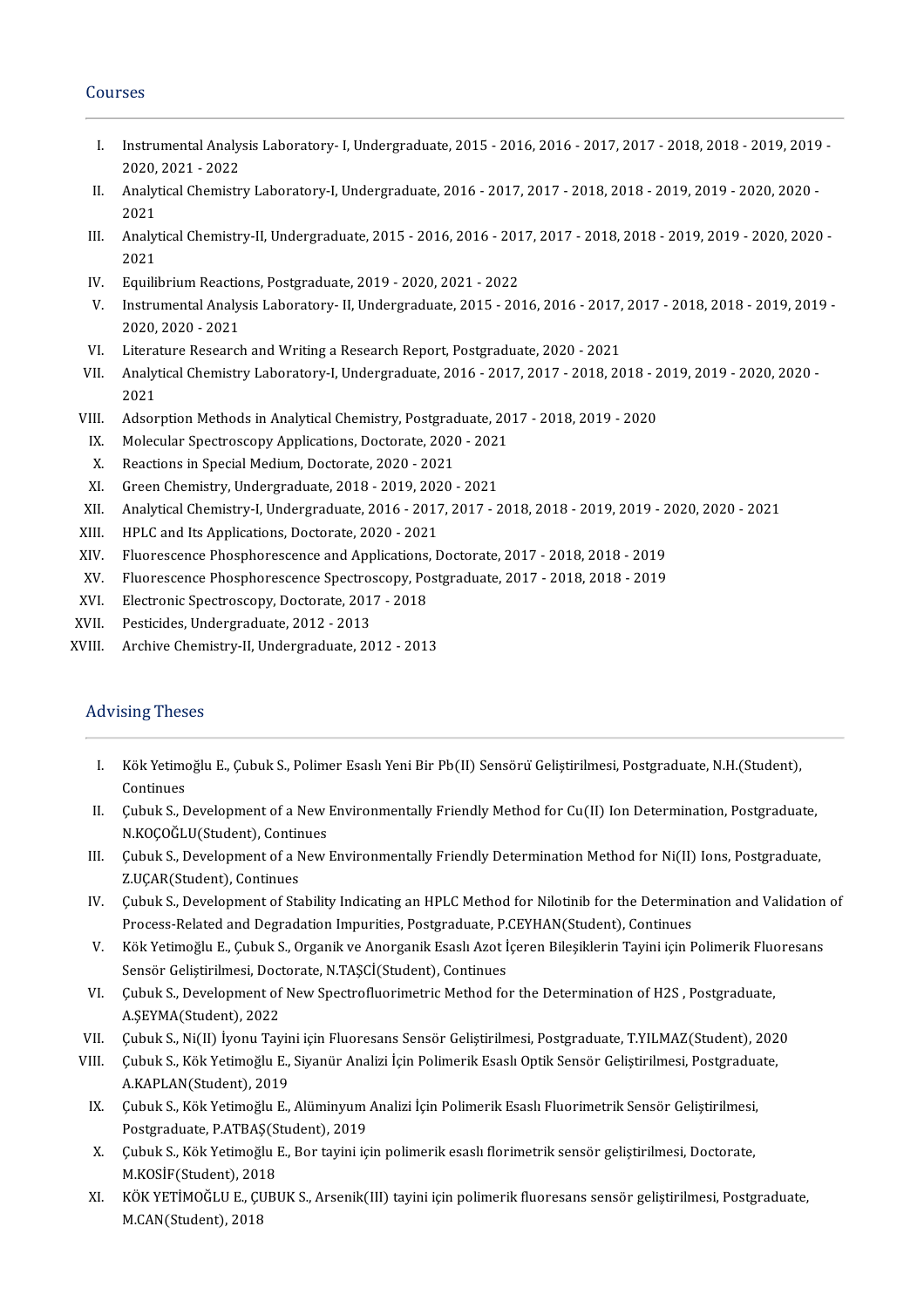## Courses

I. Instrumental Analysis Laboratory- I, Undergraduate, 2015 - 2016, 2016 - 2017, 2017 - 2018, 2018 - 2019, 2019 - 2020, 2021 - 2022
II. Analytical Chemistry Laboratory-I, Undergraduate, 2016 - 2017, 2017 - 2018, 2018 - 2019, 2019 - 2020, 2020 - 2021
III. Analytical Chemistry-II, Undergraduate, 2015 - 2016, 2016 - 2017, 2017 - 2018, 2018 - 2019, 2019 - 2020, 2020 - 2021
IV. Equilibrium Reactions, Postgraduate, 2019 - 2020, 2021 - 2022
V. Instrumental Analysis Laboratory- II, Undergraduate, 2015 - 2016, 2016 - 2017, 2017 - 2018, 2018 - 2019, 2019 - 2020, 2020 - 2021
VI. Literature Research and Writing a Research Report, Postgraduate, 2020 - 2021
VII. Analytical Chemistry Laboratory-I, Undergraduate, 2016 - 2017, 2017 - 2018, 2018 - 2019, 2019 - 2020, 2020 - 2021
VIII. Adsorption Methods in Analytical Chemistry, Postgraduate, 2017 - 2018, 2019 - 2020
IX. Molecular Spectroscopy Applications, Doctorate, 2020 - 2021
X. Reactions in Special Medium, Doctorate, 2020 - 2021
XI. Green Chemistry, Undergraduate, 2018 - 2019, 2020 - 2021
XII. Analytical Chemistry-I, Undergraduate, 2016 - 2017, 2017 - 2018, 2018 - 2019, 2019 - 2020, 2020 - 2021
XIII. HPLC and Its Applications, Doctorate, 2020 - 2021
XIV. Fluorescence Phosphorescence and Applications, Doctorate, 2017 - 2018, 2018 - 2019
XV. Fluorescence Phosphorescence Spectroscopy, Postgraduate, 2017 - 2018, 2018 - 2019
XVI. Electronic Spectroscopy, Doctorate, 2017 - 2018
XVII. Pesticides, Undergraduate, 2012 - 2013
XVIII. Archive Chemistry-II, Undergraduate, 2012 - 2013

## Advising Theses

I. Kök Yetimoğlu E., Çubuk S., Polimer Esaslı Yeni Bir Pb(II) Sensörü Geliştirilmesi, Postgraduate, N.H.(Student), Continues
II. Çubuk S., Development of a New Environmentally Friendly Method for Cu(II) Ion Determination, Postgraduate, N.KOÇOĞLU(Student), Continues
III. Çubuk S., Development of a New Environmentally Friendly Determination Method for Ni(II) Ions, Postgraduate, Z.UÇAR(Student), Continues
IV. Çubuk S., Development of Stability Indicating an HPLC Method for Nilotinib for the Determination and Validation of Process-Related and Degradation Impurities, Postgraduate, P.CEYHAN(Student), Continues
V. Kök Yetimoğlu E., Çubuk S., Organik ve Anorganik Esaslı Azot İçeren Bileşiklerin Tayini için Polimerik Fluoresans Sensör Geliştirilmesi, Doctorate, N.TAŞCİ(Student), Continues
VI. Çubuk S., Development of New Spectrofluorimetric Method for the Determination of $H_2S$ , Postgraduate, A.ŞEYMA(Student), 2022
VII. Çubuk S., Ni(II) İyonu Tayini için Fluoresans Sensör Geliştirilmesi, Postgraduate, T.YILMAZ(Student), 2020
VIII. Çubuk S., Kök Yetimoğlu E., Siyanür Analizi İçin Polimerik Esaslı Optik Sensör Geliştirilmesi, Postgraduate, A.KAPLAN(Student), 2019
IX. Çubuk S., Kök Yetimoğlu E., Alüminyum Analizi İçin Polimerik Esaslı Fluorimetrik Sensör Geliştirilmesi, Postgraduate, P.ATBAŞ(Student), 2019
X. Çubuk S., Kök Yetimoğlu E., Bor tayini için polimerik esaslı florimetrik sensör geliştirilmesi, Doctorate, M.KOSİF(Student), 2018
XI. KÖK YETİMOĞLU E., ÇUBUK S., Arsenik(III) tayini için polimerik fluoresans sensör geliştirilmesi, Postgraduate, M.CAN(Student), 2018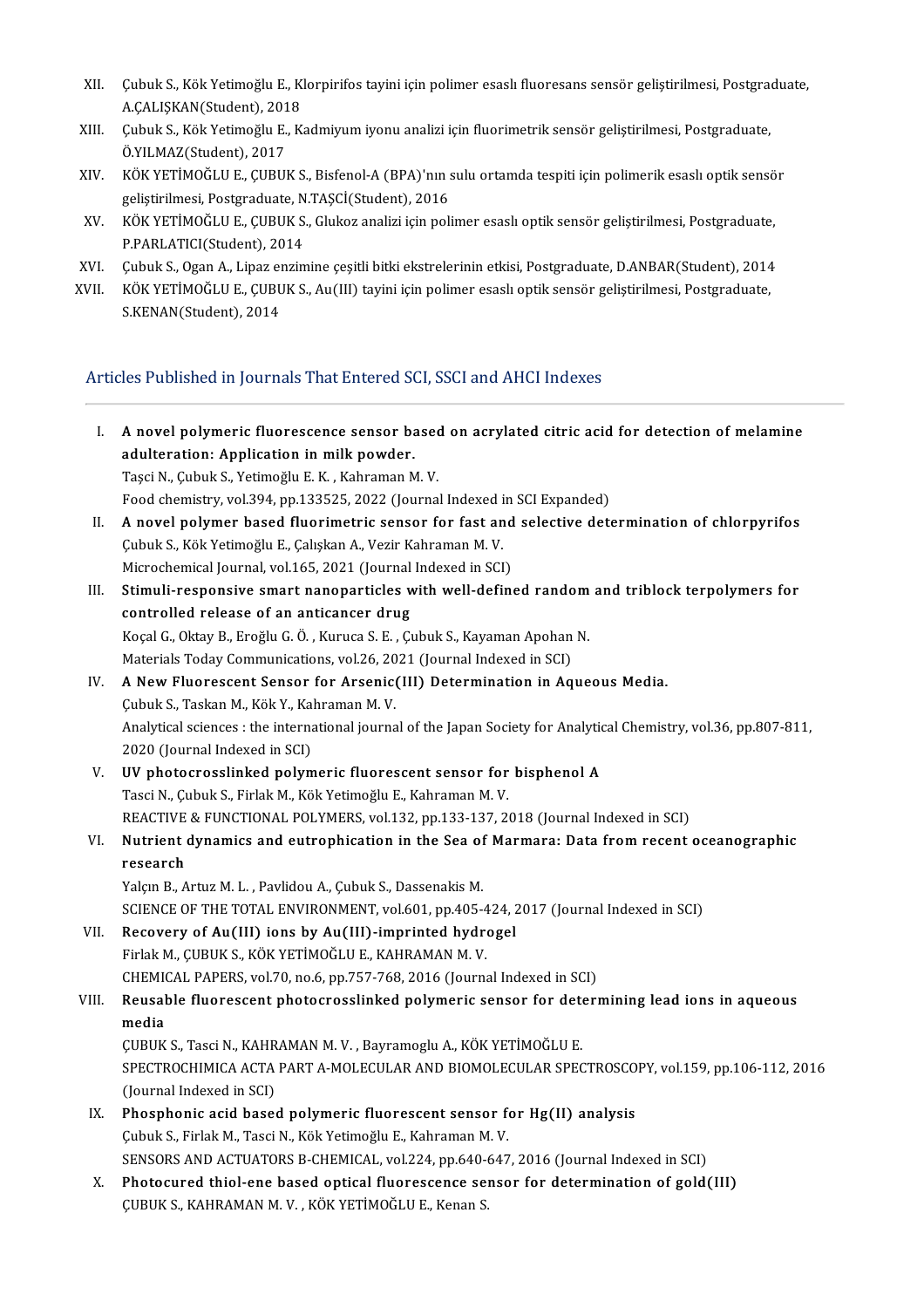XII. Çubuk S., Kök Yetimoğlu E., Klorpirifos tayini için polimer esaslı fluoresans sensör geliştirilmesi, Postgraduate, A.ÇALIŞKAN(Student), 2018

XIII. Çubuk S., Kök Yetimoğlu E., Kadmiyum iyonu analizi için fluorimetrik sensör geliştirilmesi, Postgraduate, Ö.YILMAZ(Student), 2017

XIV. KÖK YETİMOĞLU E., ÇUBUK S., Bisfenol-A (BPA)'nın sulu ortamda tespiti için polimerik esaslı optik sensör geliştirilmesi, Postgraduate, N.TAŞCİ(Student), 2016

XV. KÖK YETİMOĞLU E., ÇUBUK S., Glukoz analizi için polimer esaslı optik sensör geliştirilmesi, Postgraduate, P.PARLATICI(Student), 2014

XVI. Çubuk S., Ogan A., Lipaz enzimine çeşitli bitki ekstrelerinin etkisi, Postgraduate, D.ANBAR(Student), 2014

XVII. KÖK YETİMOĞLU E., ÇUBUK S., Au(III) tayini için polimer esaslı optik sensör geliştirilmesi, Postgraduate, S.KENAN(Student), 2014

## Articles Published in Journals That Entered SCI, SSCI and AHCI Indexes

I. **A novel polymeric fluorescence sensor based on acrylated citric acid for detection of melamine adulteration: Application in milk powder.**
Taşci N., Çubuk S., Yetimoğlu E. K. , Kahraman M. V.
Food chemistry, vol.394, pp.133525, 2022 (Journal Indexed in SCI Expanded)

II. **A novel polymer based fluorimetric sensor for fast and selective determination of chlorpyrifos**
Çubuk S., Kök Yetimoğlu E., Çalışkan A., Vezir Kahraman M. V.
Microchemical Journal, vol.165, 2021 (Journal Indexed in SCI)

III. **Stimuli-responsive smart nanoparticles with well-defined random and triblock terpolymers for controlled release of an anticancer drug**
Koçal G., Oktay B., Eroğlu G. Ö. , Kuruca S. E. , Çubuk S., Kayaman Apohan N.
Materials Today Communications, vol.26, 2021 (Journal Indexed in SCI)

IV. **A New Fluorescent Sensor for Arsenic(III) Determination in Aqueous Media.**
Çubuk S., Taskan M., Kök Y., Kahraman M. V.
Analytical sciences : the international journal of the Japan Society for Analytical Chemistry, vol.36, pp.807-811, 2020 (Journal Indexed in SCI)

V. **UV photocrosslinked polymeric fluorescent sensor for bisphenol A**
Tasci N., Çubuk S., Firlak M., Kök Yetimoğlu E., Kahraman M. V.
REACTIVE & FUNCTIONAL POLYMERS, vol.132, pp.133-137, 2018 (Journal Indexed in SCI)

VI. **Nutrient dynamics and eutrophication in the Sea of Marmara: Data from recent oceanographic research**
Yalçın B., Artuz M. L. , Pavlidou A., Çubuk S., Dassenakis M.
SCIENCE OF THE TOTAL ENVIRONMENT, vol.601, pp.405-424, 2017 (Journal Indexed in SCI)

VII. **Recovery of Au(III) ions by Au(III)-imprinted hydrogel**
Firlak M., ÇUBUK S., KÖK YETİMOĞLU E., KAHRAMAN M. V.
CHEMICAL PAPERS, vol.70, no.6, pp.757-768, 2016 (Journal Indexed in SCI)

VIII. **Reusable fluorescent photocrosslinked polymeric sensor for determining lead ions in aqueous media**
ÇUBUK S., Tasci N., KAHRAMAN M. V. , Bayramoglu A., KÖK YETİMOĞLU E.
SPECTROCHIMICA ACTA PART A-MOLECULAR AND BIOMOLECULAR SPECTROSCOPY, vol.159, pp.106-112, 2016 (Journal Indexed in SCI)

IX. **Phosphonic acid based polymeric fluorescent sensor for Hg(II) analysis**
Çubuk S., Firlak M., Tasci N., Kök Yetimoğlu E., Kahraman M. V.
SENSORS AND ACTUATORS B-CHEMICAL, vol.224, pp.640-647, 2016 (Journal Indexed in SCI)

X. **Photocured thiol-ene based optical fluorescence sensor for determination of gold(III)**
ÇUBUK S., KAHRAMAN M. V. , KÖK YETİMOĞLU E., Kenan S.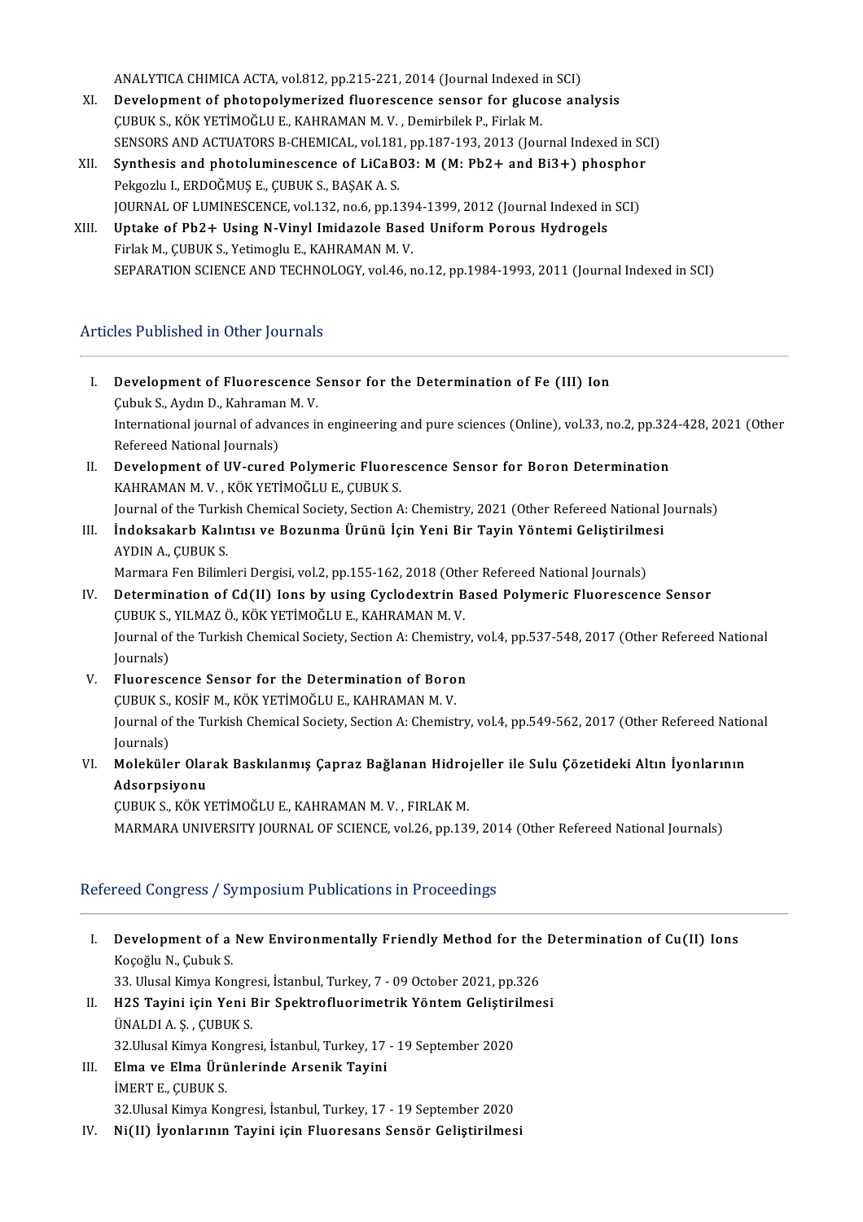ANALYTICA CHIMICA ACTA, vol.812, pp.215-221, 2014 (Journal Indexed in SCI)

XI. **Development of photopolymerized fluorescence sensor for glucose analysis**
ÇUBUK S., KÖK YETİMOĞLU E., KAHRAMAN M. V. , Demirbilek P., Firlak M.
SENSORS AND ACTUATORS B-CHEMICAL, vol.181, pp.187-193, 2013 (Journal Indexed in SCI)

XII. **Synthesis and photoluminescence of $LiCaBO_3$: M (M: $Pb^{2+}$ and $Bi^{3+}$) phosphor**
Pekgozlu I., ERDOĞMUŞ E., ÇUBUK S., BAŞAK A. S.
JOURNAL OF LUMINESCENCE, vol.132, no.6, pp.1394-1399, 2012 (Journal Indexed in SCI)

XIII. **Uptake of $Pb^{2+}$ Using N-Vinyl Imidazole Based Uniform Porous Hydrogels**
Firlak M., ÇUBUK S., Yetimoglu E., KAHRAMAN M. V.
SEPARATION SCIENCE AND TECHNOLOGY, vol.46, no.12, pp.1984-1993, 2011 (Journal Indexed in SCI)

## Articles Published in Other Journals

I. **Development of Fluorescence Sensor for the Determination of Fe (III) Ion**
Çubuk S., Aydın D., Kahraman M. V.
International journal of advances in engineering and pure sciences (Online), vol.33, no.2, pp.324-428, 2021 (Other Refereed National Journals)

II. **Development of UV-cured Polymeric Fluorescence Sensor for Boron Determination**
KAHRAMAN M. V. , KÖK YETİMOĞLU E., ÇUBUK S.
Journal of the Turkish Chemical Society, Section A: Chemistry, 2021 (Other Refereed National Journals)

III. **İndoksakarb Kalıntısı ve Bozunma Ürünü İçin Yeni Bir Tayin Yöntemi Geliştirilmesi**
AYDIN A., ÇUBUK S.
Marmara Fen Bilimleri Dergisi, vol.2, pp.155-162, 2018 (Other Refereed National Journals)

IV. **Determination of Cd(II) Ions by using Cyclodextrin Based Polymeric Fluorescence Sensor**
ÇUBUK S., YILMAZ Ö., KÖK YETİMOĞLU E., KAHRAMAN M. V.
Journal of the Turkish Chemical Society, Section A: Chemistry, vol.4, pp.537-548, 2017 (Other Refereed National Journals)

V. **Fluorescence Sensor for the Determination of Boron**
ÇUBUK S., KOSİF M., KÖK YETİMOĞLU E., KAHRAMAN M. V.
Journal of the Turkish Chemical Society, Section A: Chemistry, vol.4, pp.549-562, 2017 (Other Refereed National Journals)

VI. **Moleküler Olarak Baskılanmış Çapraz Bağlanan Hidrojeller ile Sulu Çözetideki Altın İyonlarının Adsorpsiyonu**
ÇUBUK S., KÖK YETİMOĞLU E., KAHRAMAN M. V. , FIRLAK M.
MARMARA UNIVERSITY JOURNAL OF SCIENCE, vol.26, pp.139, 2014 (Other Refereed National Journals)

## Refereed Congress / Symposium Publications in Proceedings

I. **Development of a New Environmentally Friendly Method for the Determination of Cu(II) Ions**
Koçoğlu N., Çubuk S.
33. Ulusal Kimya Kongresi, İstanbul, Turkey, 7 - 09 October 2021, pp.326

II. **$H_2S$ Tayini için Yeni Bir Spektrofluorimetrik Yöntem Geliştirilmesi**
ÜNALDI A. Ş. , ÇUBUK S.
32.Ulusal Kimya Kongresi, İstanbul, Turkey, 17 - 19 September 2020

III. **Elma ve Elma Ürünlerinde Arsenik Tayini**
İMERT E., ÇUBUK S.
32.Ulusal Kimya Kongresi, İstanbul, Turkey, 17 - 19 September 2020

IV. **Ni(II) İyonlarının Tayini için Fluoresans Sensör Geliştirilmesi**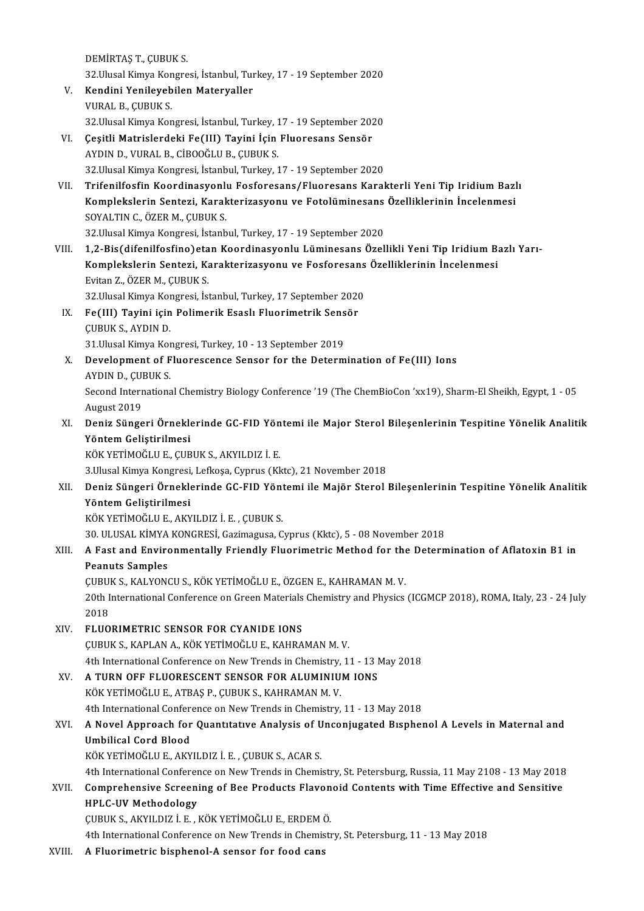DEMİRTAŞ T., ÇUBUK S.
32.Ulusal Kimya Kongresi, İstanbul, Turkey, 17 - 19 September 2020

V. **Kendini Yenileyebilen Materyaller**
VURAL B., ÇUBUK S.
32.Ulusal Kimya Kongresi, İstanbul, Turkey, 17 - 19 September 2020

VI. **Çeşitli Matrislerdeki Fe(III) Tayini İçin Fluoresans Sensör**
AYDIN D., VURAL B., CİBOOĞLU B., ÇUBUK S.
32.Ulusal Kimya Kongresi, İstanbul, Turkey, 17 - 19 September 2020

VII. **Trifenilfosfin Koordinasyonlu Fosforesans/Fluoresans Karakterli Yeni Tip Iridium Bazlı Komplekslerin Sentezi, Karakterizasyonu ve Fotolüminesans Özelliklerinin İncelenmesi**
SOYALTIN C., ÖZER M., ÇUBUK S.
32.Ulusal Kimya Kongresi, İstanbul, Turkey, 17 - 19 September 2020

VIII. **1,2-Bis(difenilfosfino)etan Koordinasyonlu Lüminesans Özellikli Yeni Tip Iridium Bazlı Yarı-Komplekslerin Sentezi, Karakterizasyonu ve Fosforesans Özelliklerinin İncelenmesi**
Evitan Z., ÖZER M., ÇUBUK S.
32.Ulusal Kimya Kongresi, İstanbul, Turkey, 17 September 2020

IX. **Fe(III) Tayini için Polimerik Esaslı Fluorimetrik Sensör**
ÇUBUK S., AYDIN D.
31.Ulusal Kimya Kongresi, Turkey, 10 - 13 September 2019

X. **Development of Fluorescence Sensor for the Determination of Fe(III) Ions**
AYDIN D., ÇUBUK S.
Second International Chemistry Biology Conference '19 (The ChemBioCon 'xx19), Sharm-El Sheikh, Egypt, 1 - 05 August 2019

XI. **Deniz Süngeri Örneklerinde GC-FID Yöntemi ile Major Sterol Bileşenlerinin Tespitine Yönelik Analitik Yöntem Geliştirilmesi**
KÖK YETİMOĞLU E., ÇUBUK S., AKYILDIZ İ. E.
3.Ulusal Kimya Kongresi, Lefkoşa, Cyprus (Kktc), 21 November 2018

XII. **Deniz Süngeri Örneklerinde GC-FID Yöntemi ile Majör Sterol Bileşenlerinin Tespitine Yönelik Analitik Yöntem Geliştirilmesi**
KÖK YETİMOĞLU E., AKYILDIZ İ. E. , ÇUBUK S.
30. ULUSAL KİMYA KONGRESİ, Gazimagusa, Cyprus (Kktc), 5 - 08 November 2018

XIII. **A Fast and Environmentally Friendly Fluorimetric Method for the Determination of Aflatoxin B1 in Peanuts Samples**
ÇUBUK S., KALYONCU S., KÖK YETİMOĞLU E., ÖZGEN E., KAHRAMAN M. V.
20th International Conference on Green Materials Chemistry and Physics (ICGMCP 2018), ROMA, Italy, 23 - 24 July 2018

XIV. **FLUORIMETRIC SENSOR FOR CYANIDE IONS**
ÇUBUK S., KAPLAN A., KÖK YETİMOĞLU E., KAHRAMAN M. V.
4th International Conference on New Trends in Chemistry, 11 - 13 May 2018

XV. **A TURN OFF FLUORESCENT SENSOR FOR ALUMINIUM IONS**
KÖK YETİMOĞLU E., ATBAŞ P., ÇUBUK S., KAHRAMAN M. V.
4th International Conference on New Trends in Chemistry, 11 - 13 May 2018

XVI. **A Novel Approach for Quantıtatıve Analysis of Unconjugated Bısphenol A Levels in Maternal and Umbilical Cord Blood**
KÖK YETİMOĞLU E., AKYILDIZ İ. E. , ÇUBUK S., ACAR S.
4th International Conference on New Trends in Chemistry, St. Petersburg, Russia, 11 May 2108 - 13 May 2018

XVII. **Comprehensive Screening of Bee Products Flavonoid Contents with Time Effective and Sensitive HPLC-UV Methodology**
ÇUBUK S., AKYILDIZ İ. E. , KÖK YETİMOĞLU E., ERDEM Ö.
4th International Conference on New Trends in Chemistry, St. Petersburg, 11 - 13 May 2018

XVIII. **A Fluorimetric bisphenol-A sensor for food cans**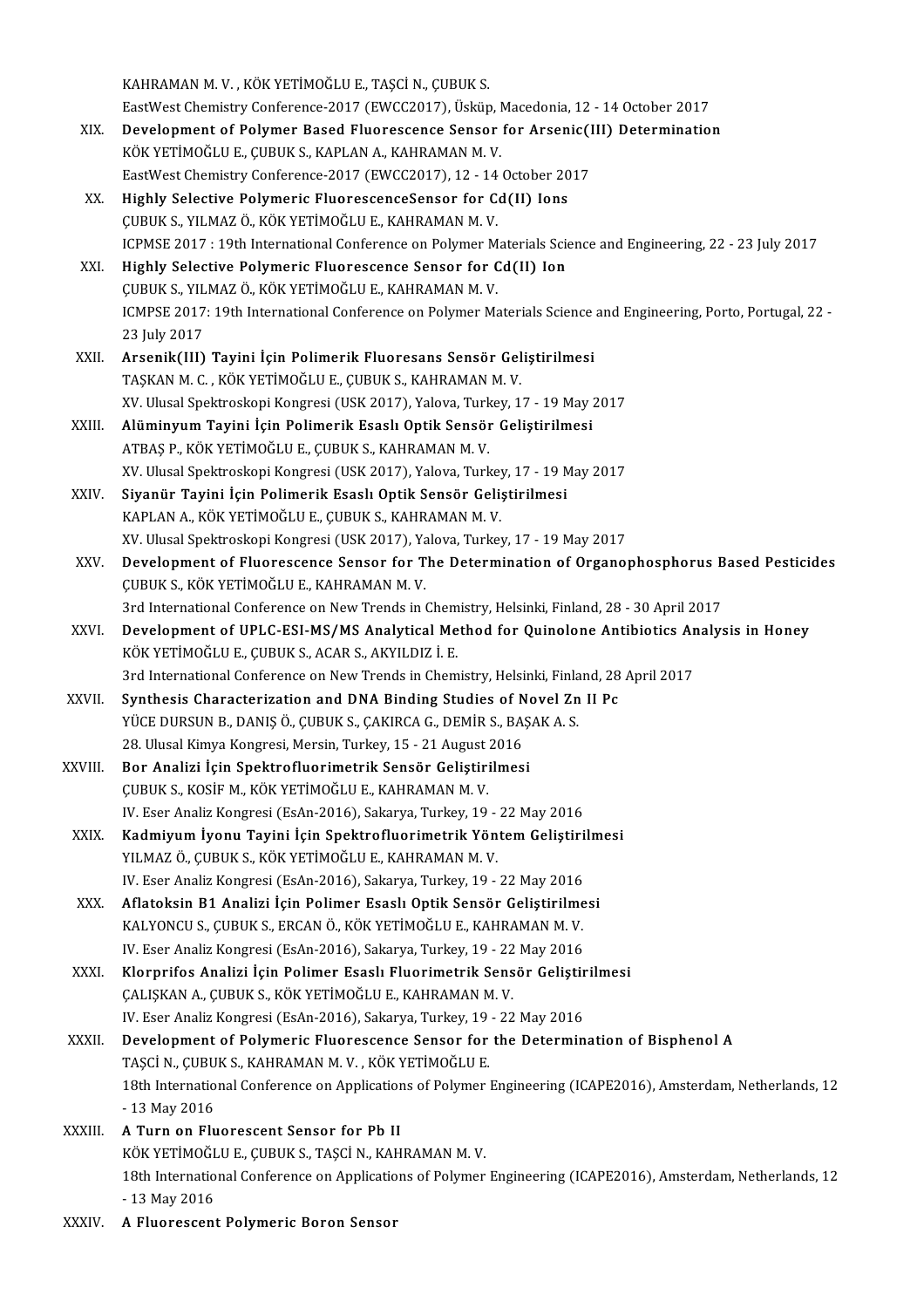KAHRAMAN M. V. , KÖK YETİMOĞLU E., TAŞCİ N., ÇUBUK S.
EastWest Chemistry Conference-2017 (EWCC2017), Üsküp, Macedonia, 12 - 14 October 2017

XIX. **Development of Polymer Based Fluorescence Sensor for Arsenic(III) Determination**
KÖK YETİMOĞLU E., ÇUBUK S., KAPLAN A., KAHRAMAN M. V.
EastWest Chemistry Conference-2017 (EWCC2017), 12 - 14 October 2017

XX. **Highly Selective Polymeric FluorescenceSensor for Cd(II) Ions**
ÇUBUK S., YILMAZ Ö., KÖK YETİMOĞLU E., KAHRAMAN M. V.
ICPMSE 2017 : 19th International Conference on Polymer Materials Science and Engineering, 22 - 23 July 2017

XXI. **Highly Selective Polymeric Fluorescence Sensor for Cd(II) Ion**
ÇUBUK S., YILMAZ Ö., KÖK YETİMOĞLU E., KAHRAMAN M. V.
ICMPSE 2017: 19th International Conference on Polymer Materials Science and Engineering, Porto, Portugal, 22 - 23 July 2017

XXII. **Arsenik(III) Tayini İçin Polimerik Fluoresans Sensör Geliştirilmesi**
TAŞKAN M. C. , KÖK YETİMOĞLU E., ÇUBUK S., KAHRAMAN M. V.
XV. Ulusal Spektroskopi Kongresi (USK 2017), Yalova, Turkey, 17 - 19 May 2017

XXIII. **Alüminyum Tayini İçin Polimerik Esaslı Optik Sensör Geliştirilmesi**
ATBAŞ P., KÖK YETİMOĞLU E., ÇUBUK S., KAHRAMAN M. V.
XV. Ulusal Spektroskopi Kongresi (USK 2017), Yalova, Turkey, 17 - 19 May 2017

XXIV. **Siyanür Tayini İçin Polimerik Esaslı Optik Sensör Geliştirilmesi**
KAPLAN A., KÖK YETİMOĞLU E., ÇUBUK S., KAHRAMAN M. V.
XV. Ulusal Spektroskopi Kongresi (USK 2017), Yalova, Turkey, 17 - 19 May 2017

XXV. **Development of Fluorescence Sensor for The Determination of Organophosphorus Based Pesticides**
ÇUBUK S., KÖK YETİMOĞLU E., KAHRAMAN M. V.
3rd International Conference on New Trends in Chemistry, Helsinki, Finland, 28 - 30 April 2017

XXVI. **Development of UPLC-ESI-MS/MS Analytical Method for Quinolone Antibiotics Analysis in Honey**
KÖK YETİMOĞLU E., ÇUBUK S., ACAR S., AKYILDIZ İ. E.
3rd International Conference on New Trends in Chemistry, Helsinki, Finland, 28 April 2017

XXVII. **Synthesis Characterization and DNA Binding Studies of Novel Zn II Pc**
YÜCE DURSUN B., DANIŞ Ö., ÇUBUK S., ÇAKIRCA G., DEMİR S., BAŞAK A. S.
28. Ulusal Kimya Kongresi, Mersin, Turkey, 15 - 21 August 2016

XXVIII. **Bor Analizi İçin Spektrofluorimetrik Sensör Geliştirilmesi**
ÇUBUK S., KOSİF M., KÖK YETİMOĞLU E., KAHRAMAN M. V.
IV. Eser Analiz Kongresi (EsAn-2016), Sakarya, Turkey, 19 - 22 May 2016

XXIX. **Kadmiyum İyonu Tayini İçin Spektrofluorimetrik Yöntem Geliştirilmesi**
YILMAZ Ö., ÇUBUK S., KÖK YETİMOĞLU E., KAHRAMAN M. V.
IV. Eser Analiz Kongresi (EsAn-2016), Sakarya, Turkey, 19 - 22 May 2016

XXX. **Aflatoksin B1 Analizi İçin Polimer Esaslı Optik Sensör Geliştirilmesi**
KALYONCU S., ÇUBUK S., ERCAN Ö., KÖK YETİMOĞLU E., KAHRAMAN M. V.
IV. Eser Analiz Kongresi (EsAn-2016), Sakarya, Turkey, 19 - 22 May 2016

XXXI. **Klorprifos Analizi İçin Polimer Esaslı Fluorimetrik Sensör Geliştirilmesi**
ÇALIŞKAN A., ÇUBUK S., KÖK YETİMOĞLU E., KAHRAMAN M. V.
IV. Eser Analiz Kongresi (EsAn-2016), Sakarya, Turkey, 19 - 22 May 2016

XXXII. **Development of Polymeric Fluorescence Sensor for the Determination of Bisphenol A**
TAŞCİ N., ÇUBUK S., KAHRAMAN M. V. , KÖK YETİMOĞLU E.
18th International Conference on Applications of Polymer Engineering (ICAPE2016), Amsterdam, Netherlands, 12 - 13 May 2016

XXXIII. **A Turn on Fluorescent Sensor for Pb II**
KÖK YETİMOĞLU E., ÇUBUK S., TAŞCİ N., KAHRAMAN M. V.
18th International Conference on Applications of Polymer Engineering (ICAPE2016), Amsterdam, Netherlands, 12 - 13 May 2016

XXXIV. **A Fluorescent Polymeric Boron Sensor**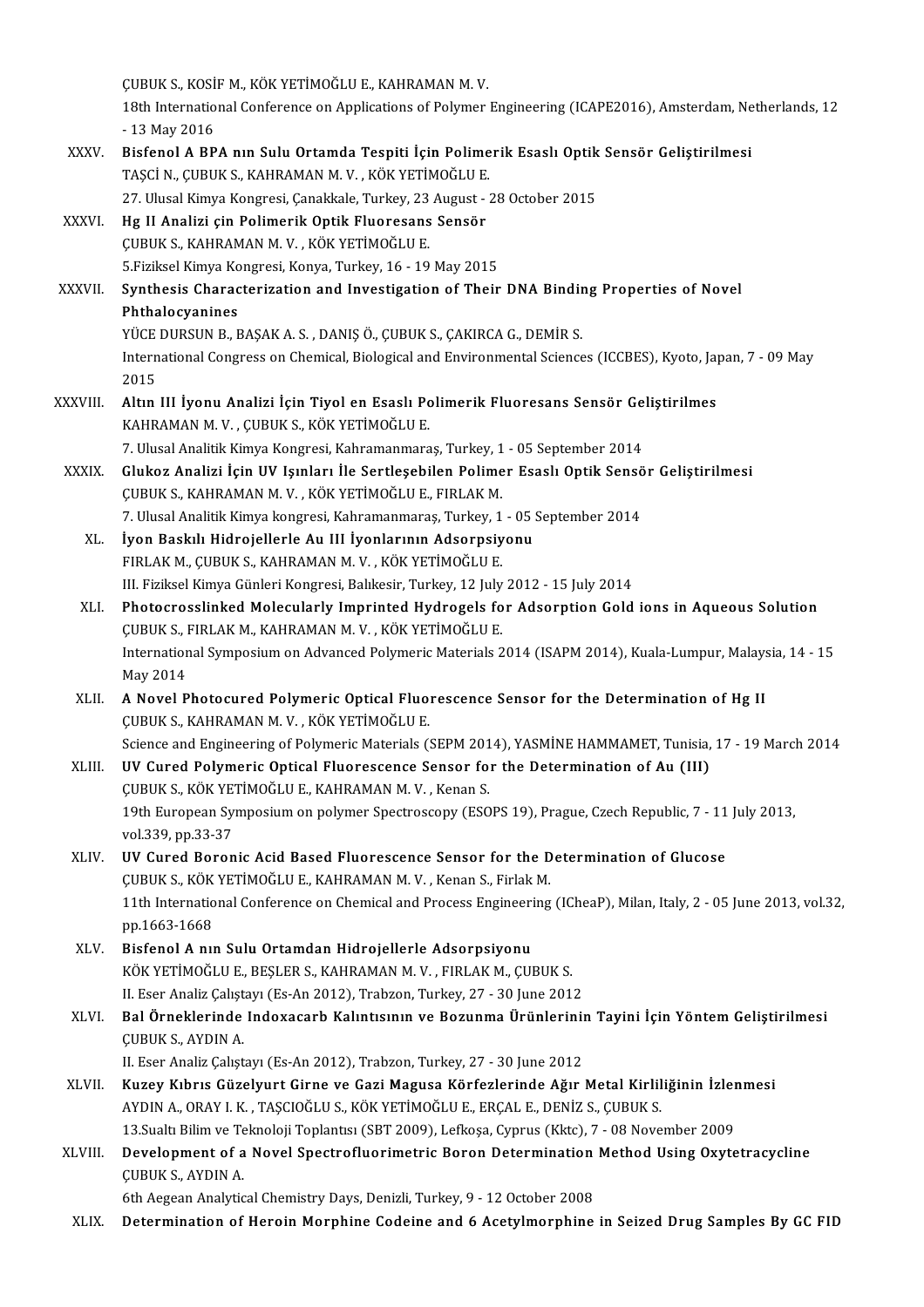ÇUBUK S., KOSİF M., KÖK YETİMOĞLU E., KAHRAMAN M. V.
18th International Conference on Applications of Polymer Engineering (ICAPE2016), Amsterdam, Netherlands, 12 - 13 May 2016

XXXV. **Bisfenol A BPA nın Sulu Ortamda Tespiti İçin Polimerik Esaslı Optik Sensör Geliştirilmesi**
TAŞCİ N., ÇUBUK S., KAHRAMAN M. V. , KÖK YETİMOĞLU E.
27. Ulusal Kimya Kongresi, Çanakkale, Turkey, 23 August - 28 October 2015

XXXVI. **Hg II Analizi çin Polimerik Optik Fluoresans Sensör**
ÇUBUK S., KAHRAMAN M. V. , KÖK YETİMOĞLU E.
5.Fiziksel Kimya Kongresi, Konya, Turkey, 16 - 19 May 2015

XXXVII. **Synthesis Characterization and Investigation of Their DNA Binding Properties of Novel Phthalocyanines**
YÜCE DURSUN B., BAŞAK A. S. , DANIŞ Ö., ÇUBUK S., ÇAKIRCA G., DEMİR S.
International Congress on Chemical, Biological and Environmental Sciences (ICCBES), Kyoto, Japan, 7 - 09 May 2015

XXXVIII. **Altın III İyonu Analizi İçin Tiyol en Esaslı Polimerik Fluoresans Sensör Geliştirilmes**
KAHRAMAN M. V. , ÇUBUK S., KÖK YETİMOĞLU E.
7. Ulusal Analitik Kimya Kongresi, Kahramanmaraş, Turkey, 1 - 05 September 2014

XXXIX. **Glukoz Analizi İçin UV Işınları İle Sertleşebilen Polimer Esaslı Optik Sensör Geliştirilmesi**
ÇUBUK S., KAHRAMAN M. V. , KÖK YETİMOĞLU E., FIRLAK M.
7. Ulusal Analitik Kimya kongresi, Kahramanmaraş, Turkey, 1 - 05 September 2014

XL. **İyon Baskılı Hidrojellerle Au III İyonlarının Adsorpsiyonu**
FIRLAK M., ÇUBUK S., KAHRAMAN M. V. , KÖK YETİMOĞLU E.
III. Fiziksel Kimya Günleri Kongresi, Balıkesir, Turkey, 12 July 2012 - 15 July 2014

XLI. **Photocrosslinked Molecularly Imprinted Hydrogels for Adsorption Gold ions in Aqueous Solution**
ÇUBUK S., FIRLAK M., KAHRAMAN M. V. , KÖK YETİMOĞLU E.
International Symposium on Advanced Polymeric Materials 2014 (ISAPM 2014), Kuala-Lumpur, Malaysia, 14 - 15 May 2014

XLII. **A Novel Photocured Polymeric Optical Fluorescence Sensor for the Determination of Hg II**
ÇUBUK S., KAHRAMAN M. V. , KÖK YETİMOĞLU E.
Science and Engineering of Polymeric Materials (SEPM 2014), YASMİNE HAMMAMET, Tunisia, 17 - 19 March 2014

XLIII. **UV Cured Polymeric Optical Fluorescence Sensor for the Determination of Au (III)**
ÇUBUK S., KÖK YETİMOĞLU E., KAHRAMAN M. V. , Kenan S.
19th European Symposium on polymer Spectroscopy (ESOPS 19), Prague, Czech Republic, 7 - 11 July 2013, vol.339, pp.33-37

XLIV. **UV Cured Boronic Acid Based Fluorescence Sensor for the Determination of Glucose**
ÇUBUK S., KÖK YETİMOĞLU E., KAHRAMAN M. V. , Kenan S., Firlak M.
11th International Conference on Chemical and Process Engineering (ICheaP), Milan, Italy, 2 - 05 June 2013, vol.32, pp.1663-1668

XLV. **Bisfenol A nın Sulu Ortamdan Hidrojellerle Adsorpsiyonu**
KÖK YETİMOĞLU E., BEŞLER S., KAHRAMAN M. V. , FIRLAK M., ÇUBUK S.
II. Eser Analiz Çalıştayı (Es-An 2012), Trabzon, Turkey, 27 - 30 June 2012

XLVI. **Bal Örneklerinde Indoxacarb Kalıntısının ve Bozunma Ürünlerinin Tayini İçin Yöntem Geliştirilmesi**
ÇUBUK S., AYDIN A.
II. Eser Analiz Çalıştayı (Es-An 2012), Trabzon, Turkey, 27 - 30 June 2012

XLVII. **Kuzey Kıbrıs Güzelyurt Girne ve Gazi Magusa Körfezlerinde Ağır Metal Kirliliğinin İzlenmesi**
AYDIN A., ORAY I. K. , TAŞCIOĞLU S., KÖK YETİMOĞLU E., ERÇAL E., DENİZ S., ÇUBUK S.
13.Sualtı Bilim ve Teknoloji Toplantısı (SBT 2009), Lefkoşa, Cyprus (Kktc), 7 - 08 November 2009

XLVIII. **Development of a Novel Spectrofluorimetric Boron Determination Method Using Oxytetracycline**
ÇUBUK S., AYDIN A.
6th Aegean Analytical Chemistry Days, Denizli, Turkey, 9 - 12 October 2008

XLIX. **Determination of Heroin Morphine Codeine and 6 Acetylmorphine in Seized Drug Samples By GC FID**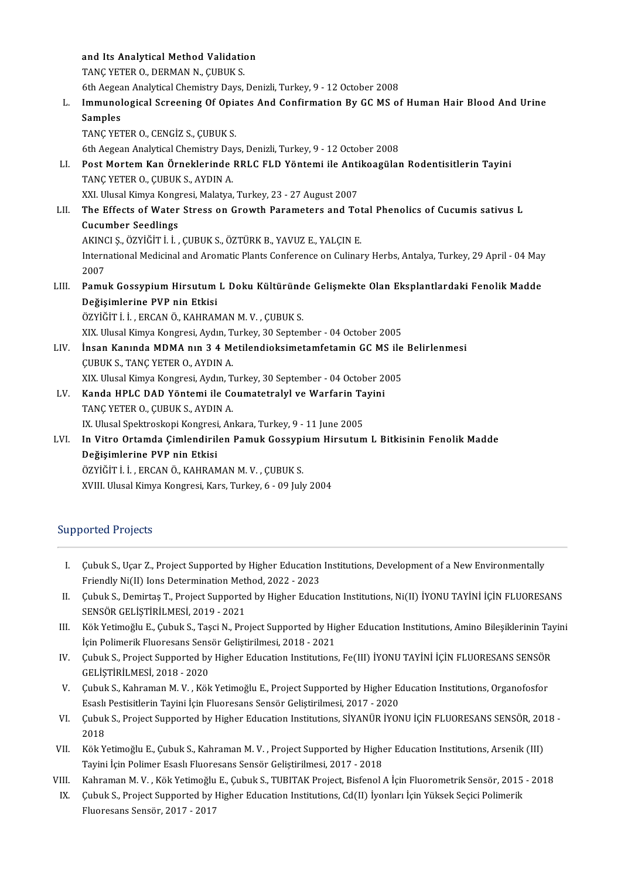and Its Analytical Method Validation
TANÇ YETER O., DERMAN N., ÇUBUK S.
6th Aegean Analytical Chemistry Days, Denizli, Turkey, 9 - 12 October 2008

L. **Immunological Screening Of Opiates And Confirmation By GC MS of Human Hair Blood And Urine Samples**
TANÇ YETER O., CENGİZ S., ÇUBUK S.
6th Aegean Analytical Chemistry Days, Denizli, Turkey, 9 - 12 October 2008

LI. **Post Mortem Kan Örneklerinde RRLC FLD Yöntemi ile Antikoagülan Rodentisitlerin Tayini**
TANÇ YETER O., ÇUBUK S., AYDIN A.
XXI. Ulusal Kimya Kongresi, Malatya, Turkey, 23 - 27 August 2007

LII. **The Effects of Water Stress on Growth Parameters and Total Phenolics of Cucumis sativus L Cucumber Seedlings**
AKINCI Ş., ÖZYİĞİT İ. İ. , ÇUBUK S., ÖZTÜRK B., YAVUZ E., YALÇIN E.
International Medicinal and Aromatic Plants Conference on Culinary Herbs, Antalya, Turkey, 29 April - 04 May 2007

LIII. **Pamuk Gossypium Hirsutum L Doku Kültüründe Gelişmekte Olan Eksplantlardaki Fenolik Madde Değişimlerine PVP nin Etkisi**
ÖZYİĞİT İ. İ. , ERCAN Ö., KAHRAMAN M. V. , ÇUBUK S.
XIX. Ulusal Kimya Kongresi, Aydın, Turkey, 30 September - 04 October 2005

LIV. **İnsan Kanında MDMA nın 3 4 Metilendioksimetamfetamin GC MS ile Belirlenmesi**
ÇUBUK S., TANÇ YETER O., AYDIN A.
XIX. Ulusal Kimya Kongresi, Aydın, Turkey, 30 September - 04 October 2005

LV. **Kanda HPLC DAD Yöntemi ile Coumatetralyl ve Warfarin Tayini**
TANÇ YETER O., ÇUBUK S., AYDIN A.
IX. Ulusal Spektroskopi Kongresi, Ankara, Turkey, 9 - 11 June 2005

LVI. **In Vitro Ortamda Çimlendirilen Pamuk Gossypium Hirsutum L Bitkisinin Fenolik Madde Değişimlerine PVP nin Etkisi**
ÖZYİĞİT İ. İ. , ERCAN Ö., KAHRAMAN M. V. , ÇUBUK S.
XVIII. Ulusal Kimya Kongresi, Kars, Turkey, 6 - 09 July 2004

## Supported Projects

I. Çubuk S., Uçar Z., Project Supported by Higher Education Institutions, Development of a New Environmentally Friendly Ni(II) Ions Determination Method, 2022 - 2023

II. Çubuk S., Demirtaş T., Project Supported by Higher Education Institutions, Ni(II) İYONU TAYİNİ İÇİN FLUORESANS SENSÖR GELİŞTİRİLMESİ, 2019 - 2021

III. Kök Yetimoğlu E., Çubuk S., Taşci N., Project Supported by Higher Education Institutions, Amino Bileşiklerinin Tayini İçin Polimerik Fluoresans Sensör Geliştirilmesi, 2018 - 2021

IV. Çubuk S., Project Supported by Higher Education Institutions, Fe(III) İYONU TAYİNİ İÇİN FLUORESANS SENSÖR GELİŞTİRİLMESİ, 2018 - 2020

V. Çubuk S., Kahraman M. V. , Kök Yetimoğlu E., Project Supported by Higher Education Institutions, Organofosfor Esaslı Pestisitlerin Tayini İçin Fluoresans Sensör Geliştirilmesi, 2017 - 2020

VI. Çubuk S., Project Supported by Higher Education Institutions, SİYANÜR İYONU İÇİN FLUORESANS SENSÖR, 2018 - 2018

VII. Kök Yetimoğlu E., Çubuk S., Kahraman M. V. , Project Supported by Higher Education Institutions, Arsenik (III) Tayini İçin Polimer Esaslı Fluoresans Sensör Geliştirilmesi, 2017 - 2018

VIII. Kahraman M. V. , Kök Yetimoğlu E., Çubuk S., TUBITAK Project, Bisfenol A İçin Fluorometrik Sensör, 2015 - 2018

IX. Çubuk S., Project Supported by Higher Education Institutions, Cd(II) İyonları İçin Yüksek Seçici Polimerik Fluoresans Sensör, 2017 - 2017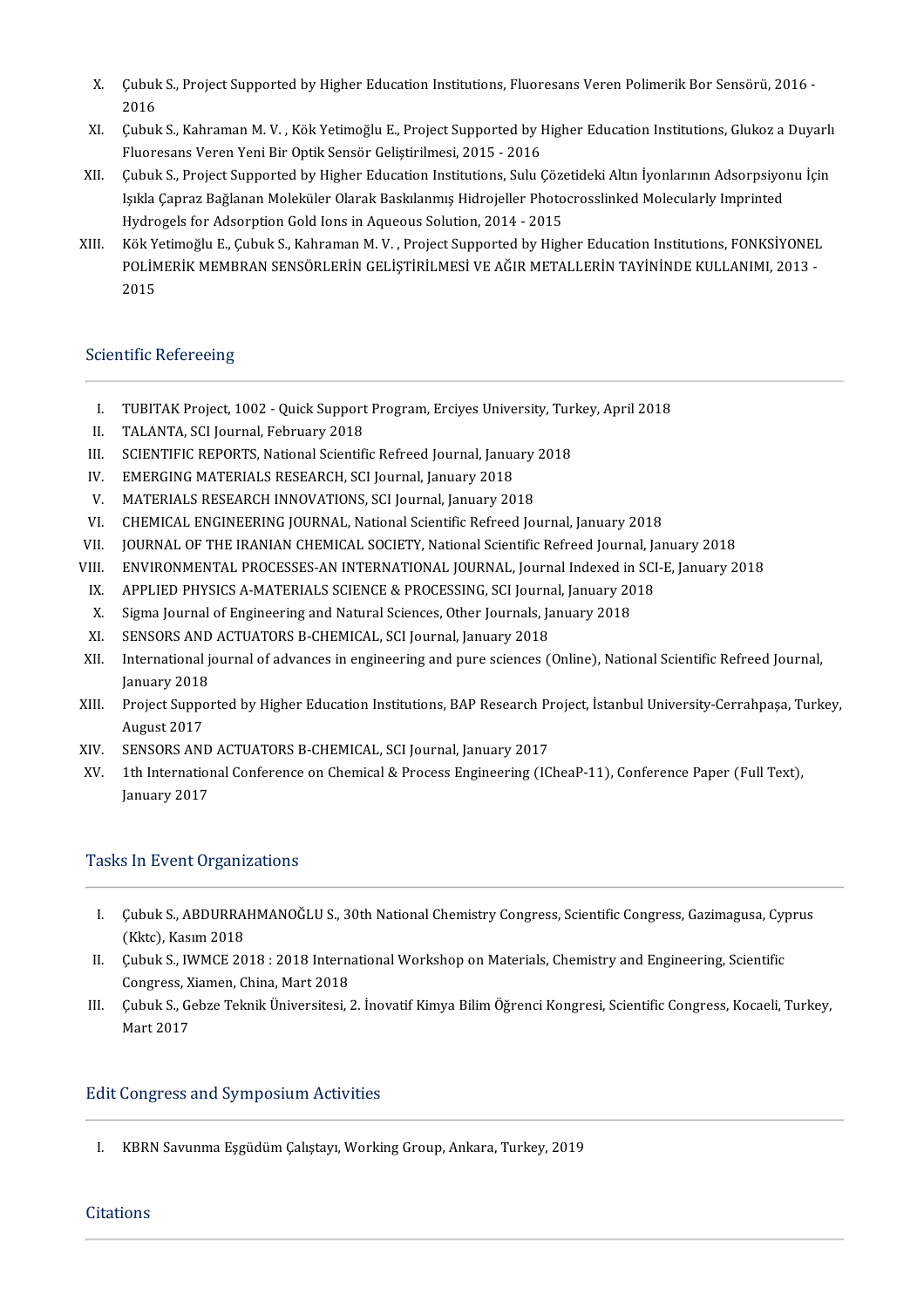X. Çubuk S., Project Supported by Higher Education Institutions, Fluoresans Veren Polimerik Bor Sensörü, 2016 - 2016
XI. Çubuk S., Kahraman M. V. , Kök Yetimoğlu E., Project Supported by Higher Education Institutions, Glukoz a Duyarlı Fluoresans Veren Yeni Bir Optik Sensör Geliştirilmesi, 2015 - 2016
XII. Çubuk S., Project Supported by Higher Education Institutions, Sulu Çözetideki Altın İyonlarının Adsorpsiyonu İçin Işıkla Çapraz Bağlanan Moleküler Olarak Baskılanmış Hidrojeller Photocrosslinked Molecularly Imprinted Hydrogels for Adsorption Gold Ions in Aqueous Solution, 2014 - 2015
XIII. Kök Yetimoğlu E., Çubuk S., Kahraman M. V. , Project Supported by Higher Education Institutions, FONKSİYONEL POLİMERİK MEMBRAN SENSÖRLERİN GELİŞTİRİLMESİ VE AĞIR METALLERİN TAYİNİNDE KULLANIMI, 2013 - 2015

## Scientific Refereeing

I. TUBITAK Project, 1002 - Quick Support Program, Erciyes University, Turkey, April 2018
II. TALANTA, SCI Journal, February 2018
III. SCIENTIFIC REPORTS, National Scientific Refreed Journal, January 2018
IV. EMERGING MATERIALS RESEARCH, SCI Journal, January 2018
V. MATERIALS RESEARCH INNOVATIONS, SCI Journal, January 2018
VI. CHEMICAL ENGINEERING JOURNAL, National Scientific Refreed Journal, January 2018
VII. JOURNAL OF THE IRANIAN CHEMICAL SOCIETY, National Scientific Refreed Journal, January 2018
VIII. ENVIRONMENTAL PROCESSES-AN INTERNATIONAL JOURNAL, Journal Indexed in SCI-E, January 2018
IX. APPLIED PHYSICS A-MATERIALS SCIENCE & PROCESSING, SCI Journal, January 2018
X. Sigma Journal of Engineering and Natural Sciences, Other Journals, January 2018
XI. SENSORS AND ACTUATORS B-CHEMICAL, SCI Journal, January 2018
XII. International journal of advances in engineering and pure sciences (Online), National Scientific Refreed Journal, January 2018
XIII. Project Supported by Higher Education Institutions, BAP Research Project, İstanbul University-Cerrahpaşa, Turkey, August 2017
XIV. SENSORS AND ACTUATORS B-CHEMICAL, SCI Journal, January 2017
XV. 1th International Conference on Chemical & Process Engineering (ICheaP-11), Conference Paper (Full Text), January 2017

## Tasks In Event Organizations

I. Çubuk S., ABDURRAHMANOĞLU S., 30th National Chemistry Congress, Scientific Congress, Gazimagusa, Cyprus (Kktc), Kasım 2018
II. Çubuk S., IWMCE 2018 : 2018 International Workshop on Materials, Chemistry and Engineering, Scientific Congress, Xiamen, China, Mart 2018
III. Çubuk S., Gebze Teknik Üniversitesi, 2. İnovatif Kimya Bilim Öğrenci Kongresi, Scientific Congress, Kocaeli, Turkey, Mart 2017

## Edit Congress and Symposium Activities

I. KBRN Savunma Eşgüdüm Çalıştayı, Working Group, Ankara, Turkey, 2019

## Citations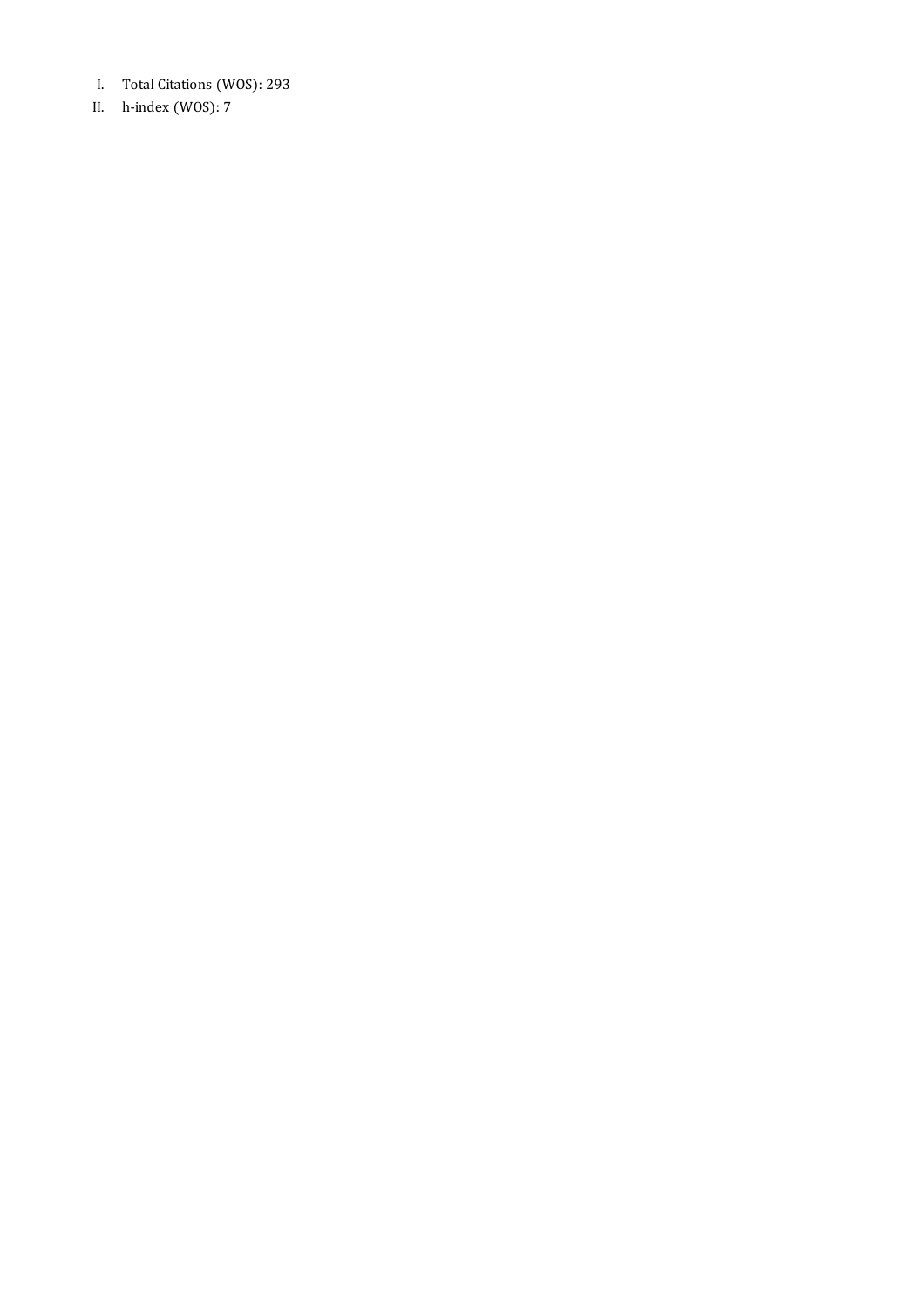I. Total Citations (WOS): 293
II. h-index (WOS): 7